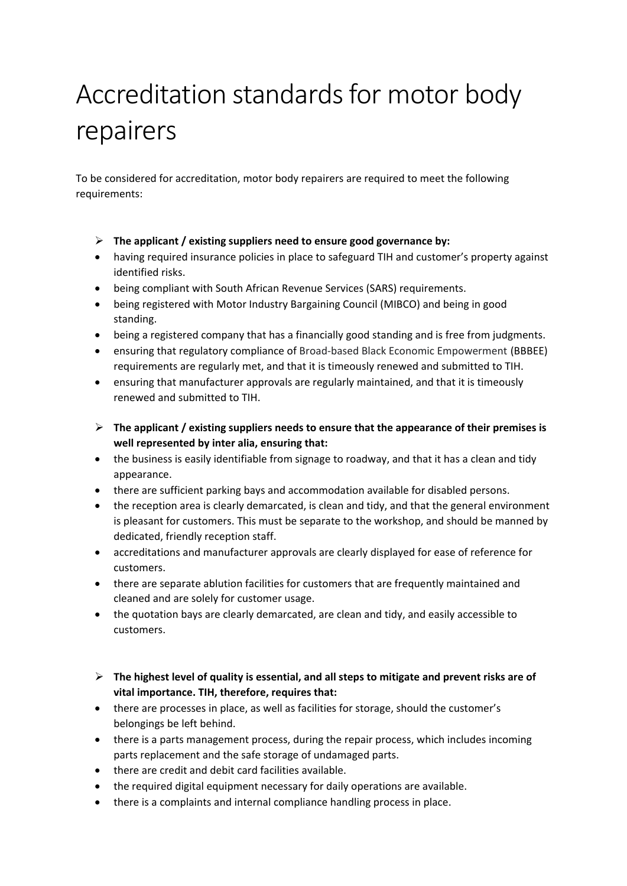# Accreditation standards for motor body repairers

To be considered for accreditation, motor body repairers are required to meet the following requirements:

- **The applicant / existing suppliers need to ensure good governance by:**
  - having required insurance policies in place to safeguard TIH and customer's property against identified risks.
  - being compliant with South African Revenue Services (SARS) requirements.
  - being registered with Motor Industry Bargaining Council (MIBCO) and being in good standing.
  - being a registered company that has a financially good standing and is free from judgments.
  - ensuring that regulatory compliance of Broad-based Black Economic Empowerment (BBBEE) requirements are regularly met, and that it is timeously renewed and submitted to TIH.
  - ensuring that manufacturer approvals are regularly maintained, and that it is timeously renewed and submitted to TIH.

- **The applicant / existing suppliers needs to ensure that the appearance of their premises is well represented by inter alia, ensuring that:**
  - the business is easily identifiable from signage to roadway, and that it has a clean and tidy appearance.
  - there are sufficient parking bays and accommodation available for disabled persons.
  - the reception area is clearly demarcated, is clean and tidy, and that the general environment is pleasant for customers. This must be separate to the workshop, and should be manned by dedicated, friendly reception staff.
  - accreditations and manufacturer approvals are clearly displayed for ease of reference for customers.
  - there are separate ablution facilities for customers that are frequently maintained and cleaned and are solely for customer usage.
  - the quotation bays are clearly demarcated, are clean and tidy, and easily accessible to customers.

- **The highest level of quality is essential, and all steps to mitigate and prevent risks are of vital importance. TIH, therefore, requires that:**
  - there are processes in place, as well as facilities for storage, should the customer's belongings be left behind.
  - there is a parts management process, during the repair process, which includes incoming parts replacement and the safe storage of undamaged parts.
  - there are credit and debit card facilities available.
  - the required digital equipment necessary for daily operations are available.
  - there is a complaints and internal compliance handling process in place.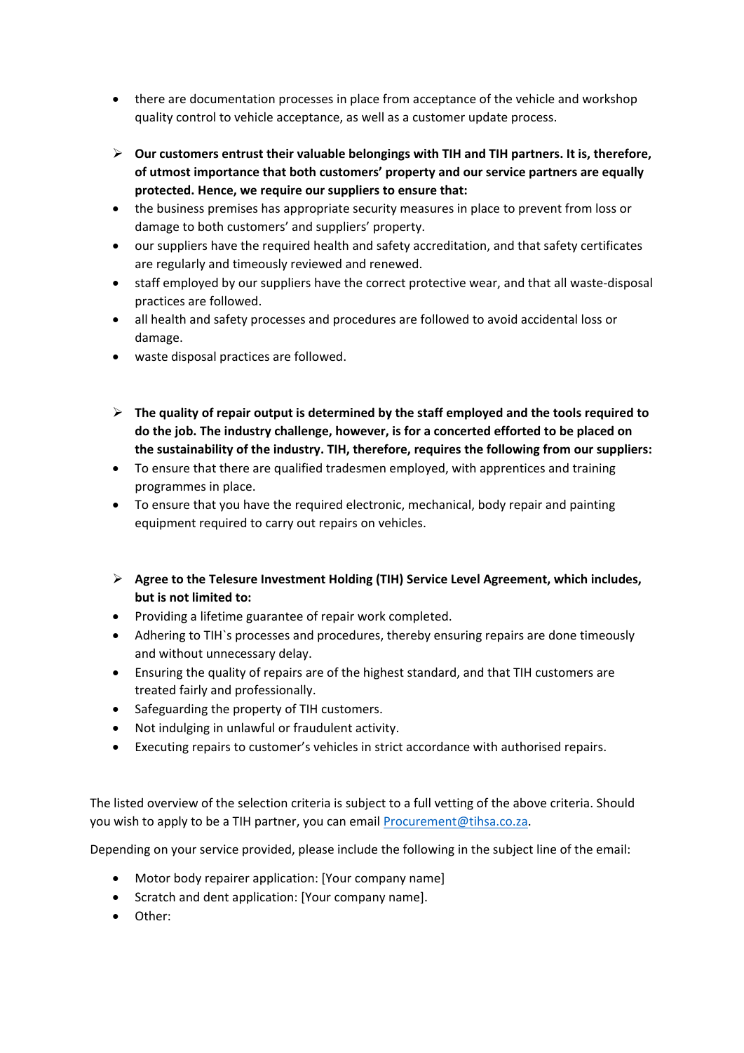- there are documentation processes in place from acceptance of the vehicle and workshop quality control to vehicle acceptance, as well as a customer update process.

> **Our customers entrust their valuable belongings with TIH and TIH partners. It is, therefore, of utmost importance that both customers' property and our service partners are equally protected. Hence, we require our suppliers to ensure that:**

- the business premises has appropriate security measures in place to prevent from loss or damage to both customers' and suppliers' property.
- our suppliers have the required health and safety accreditation, and that safety certificates are regularly and timeously reviewed and renewed.
- staff employed by our suppliers have the correct protective wear, and that all waste-disposal practices are followed.
- all health and safety processes and procedures are followed to avoid accidental loss or damage.
- waste disposal practices are followed.

> **The quality of repair output is determined by the staff employed and the tools required to do the job. The industry challenge, however, is for a concerted efforted to be placed on the sustainability of the industry. TIH, therefore, requires the following from our suppliers:**

- To ensure that there are qualified tradesmen employed, with apprentices and training programmes in place.
- To ensure that you have the required electronic, mechanical, body repair and painting equipment required to carry out repairs on vehicles.

> **Agree to the Telesure Investment Holding (TIH) Service Level Agreement, which includes, but is not limited to:**

- Providing a lifetime guarantee of repair work completed.
- Adhering to TIH`s processes and procedures, thereby ensuring repairs are done timeously and without unnecessary delay.
- Ensuring the quality of repairs are of the highest standard, and that TIH customers are treated fairly and professionally.
- Safeguarding the property of TIH customers.
- Not indulging in unlawful or fraudulent activity.
- Executing repairs to customer's vehicles in strict accordance with authorised repairs.

The listed overview of the selection criteria is subject to a full vetting of the above criteria. Should you wish to apply to be a TIH partner, you can email Procurement@tihsa.co.za.

Depending on your service provided, please include the following in the subject line of the email:

- Motor body repairer application: [Your company name]
- Scratch and dent application: [Your company name].
- Other: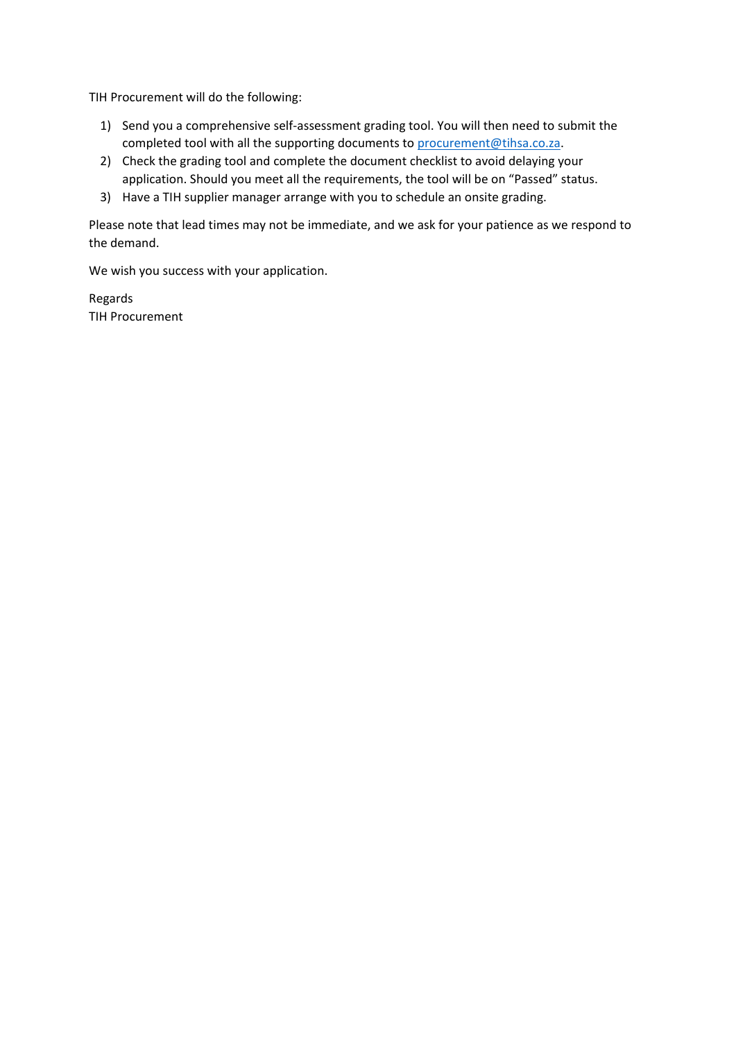TIH Procurement will do the following:

1) Send you a comprehensive self-assessment grading tool. You will then need to submit the completed tool with all the supporting documents to [procurement@tihsa.co.za](mailto:procurement@tihsa.co.za).
2) Check the grading tool and complete the document checklist to avoid delaying your application. Should you meet all the requirements, the tool will be on "Passed" status.
3) Have a TIH supplier manager arrange with you to schedule an onsite grading.

Please note that lead times may not be immediate, and we ask for your patience as we respond to the demand.

We wish you success with your application.

Regards
TIH Procurement